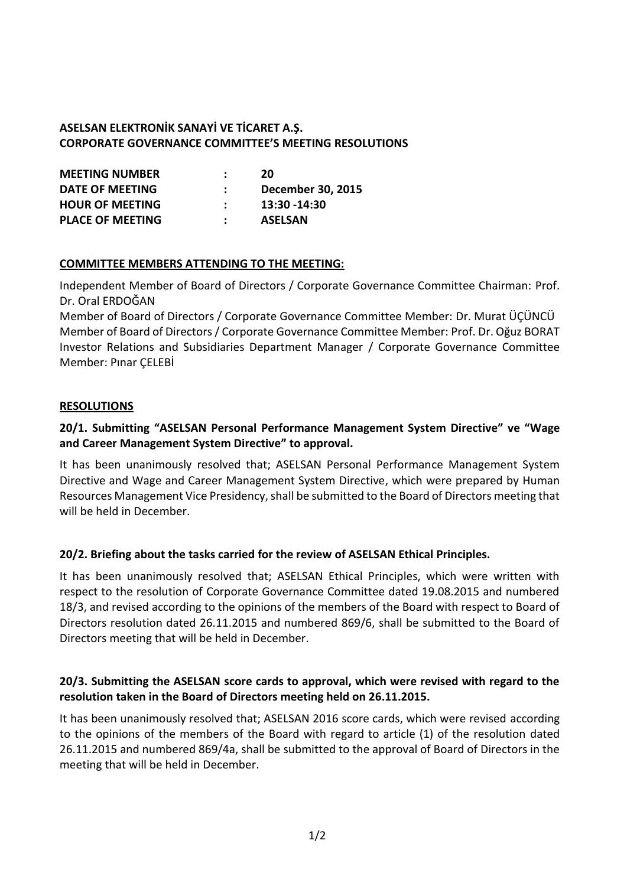**ASELSAN ELEKTRONİK SANAYİ VE TİCARET A.Ş.**
**CORPORATE GOVERNANCE COMMITTEE'S MEETING RESOLUTIONS**

| | | |
|---|---|---|
| **MEETING NUMBER** | **:** | **20** |
| **DATE OF MEETING** | **:** | **December 30, 2015** |
| **HOUR OF MEETING** | **:** | **13:30 -14:30** |
| **PLACE OF MEETING** | **:** | **ASELSAN** |

**COMMITTEE MEMBERS ATTENDING TO THE MEETING:**

Independent Member of Board of Directors / Corporate Governance Committee Chairman: Prof. Dr. Oral ERDOĞAN
Member of Board of Directors / Corporate Governance Committee Member: Dr. Murat ÜÇÜNCÜ
Member of Board of Directors / Corporate Governance Committee Member: Prof. Dr. Oğuz BORAT
Investor Relations and Subsidiaries Department Manager / Corporate Governance Committee Member: Pınar ÇELEBİ

**RESOLUTIONS**

**20/1. Submitting "ASELSAN Personal Performance Management System Directive" ve "Wage and Career Management System Directive" to approval.**

It has been unanimously resolved that; ASELSAN Personal Performance Management System Directive and Wage and Career Management System Directive, which were prepared by Human Resources Management Vice Presidency, shall be submitted to the Board of Directors meeting that will be held in December.

**20/2. Briefing about the tasks carried for the review of ASELSAN Ethical Principles.**

It has been unanimously resolved that; ASELSAN Ethical Principles, which were written with respect to the resolution of Corporate Governance Committee dated 19.08.2015 and numbered 18/3, and revised according to the opinions of the members of the Board with respect to Board of Directors resolution dated 26.11.2015 and numbered 869/6, shall be submitted to the Board of Directors meeting that will be held in December.

**20/3. Submitting the ASELSAN score cards to approval, which were revised with regard to the resolution taken in the Board of Directors meeting held on 26.11.2015.**

It has been unanimously resolved that; ASELSAN 2016 score cards, which were revised according to the opinions of the members of the Board with regard to article (1) of the resolution dated 26.11.2015 and numbered 869/4a, shall be submitted to the approval of Board of Directors in the meeting that will be held in December.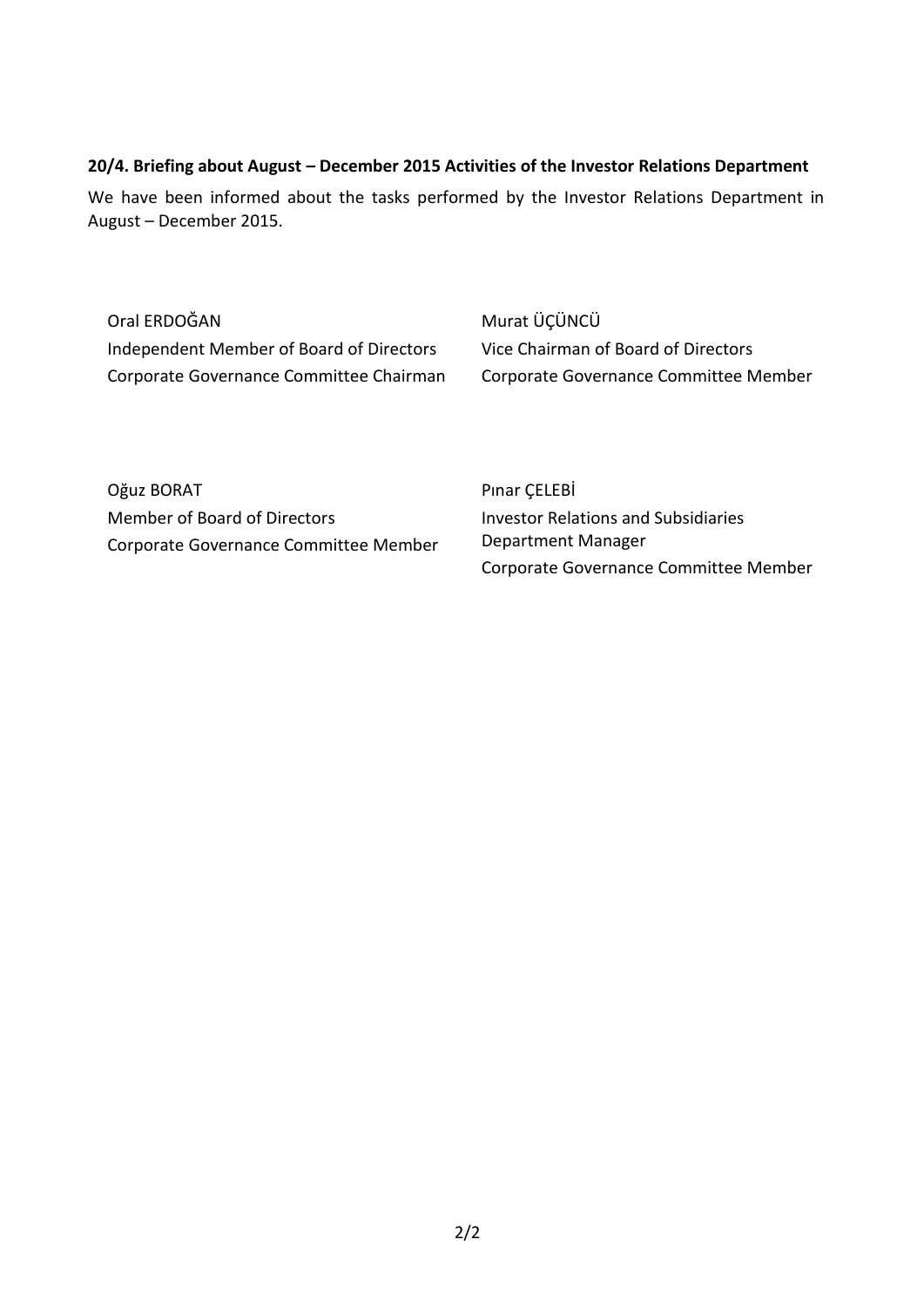**20/4. Briefing about August – December 2015 Activities of the Investor Relations Department**

We have been informed about the tasks performed by the Investor Relations Department in August – December 2015.

Oral ERDOĞAN
Independent Member of Board of Directors
Corporate Governance Committee Chairman

Murat ÜÇÜNCÜ
Vice Chairman of Board of Directors
Corporate Governance Committee Member

Oğuz BORAT
Member of Board of Directors
Corporate Governance Committee Member

Pınar ÇELEBİ
Investor Relations and Subsidiaries Department Manager
Corporate Governance Committee Member